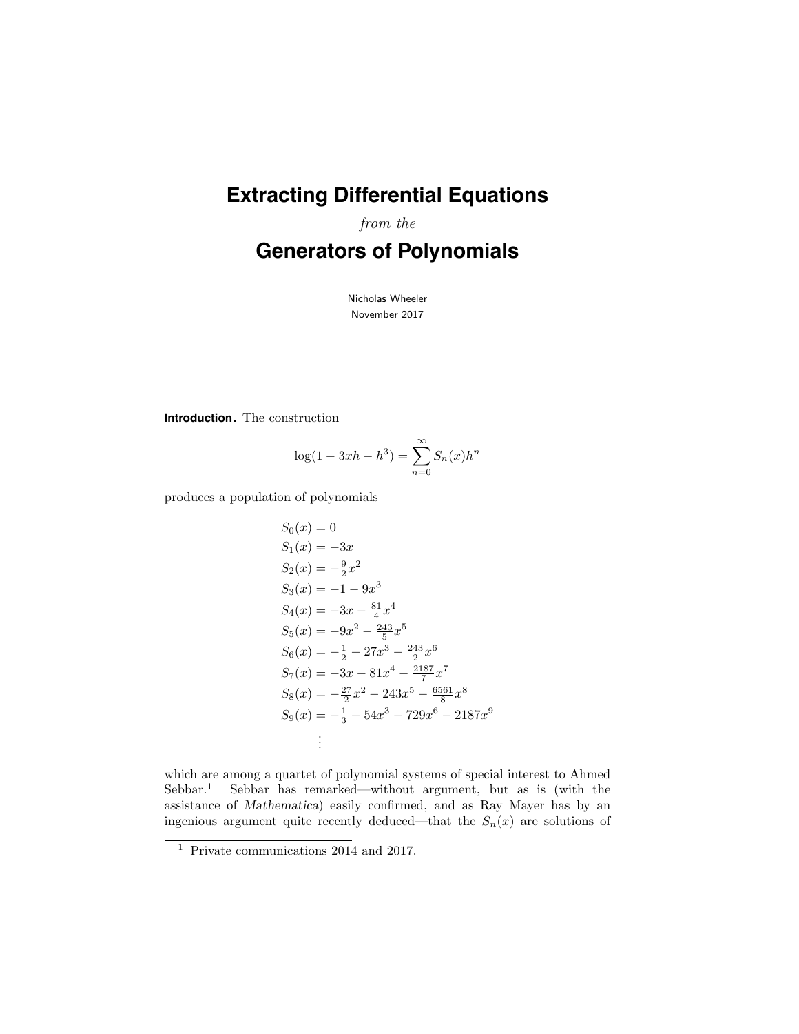# Extracting Differential Equations

*from the*

# Generators of Polynomials

Nicholas Wheeler
November 2017

**Introduction.** The construction

$$\log(1 - 3xh - h^3) = \sum_{n=0}^{\infty} S_n(x)h^n$$

produces a population of polynomials

$$\begin{aligned}
S_0(x) &= 0 \\
S_1(x) &= -3x \\
S_2(x) &= -\tfrac{9}{2}x^2 \\
S_3(x) &= -1 - 9x^3 \\
S_4(x) &= -3x - \tfrac{81}{4}x^4 \\
S_5(x) &= -9x^2 - \tfrac{243}{5}x^5 \\
S_6(x) &= -\tfrac{1}{2} - 27x^3 - \tfrac{243}{2}x^6 \\
S_7(x) &= -3x - 81x^4 - \tfrac{2187}{7}x^7 \\
S_8(x) &= -\tfrac{27}{2}x^2 - 243x^5 - \tfrac{6561}{8}x^8 \\
S_9(x) &= -\tfrac{1}{3} - 54x^3 - 729x^6 - 2187x^9 \\
&\;\;\vdots
\end{aligned}$$

which are among a quartet of polynomial systems of special interest to Ahmed Sebbar.[1] Sebbar has remarked—without argument, but as is (with the assistance of *Mathematica*) easily confirmed, and as Ray Mayer has by an ingenious argument quite recently deduced—that the $S_n(x)$ are solutions of

[1] Private communications 2014 and 2017.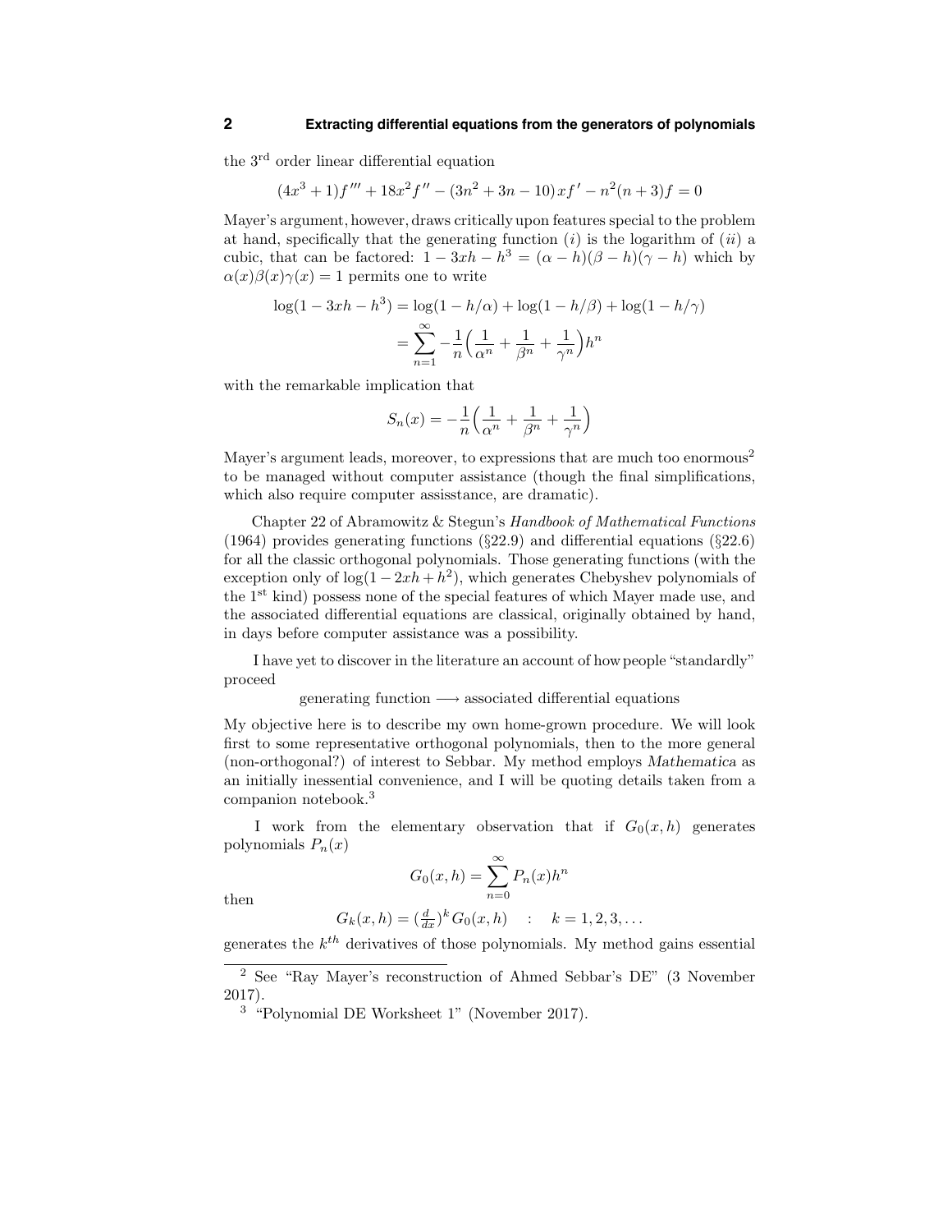the 3[rd] order linear differential equation

$$(4x^3 + 1)f''' + 18x^2 f'' - (3n^2 + 3n - 10)xf' - n^2(n + 3)f = 0$$

Mayer's argument, however, draws critically upon features special to the problem at hand, specifically that the generating function (*i*) is the logarithm of (*ii*) a cubic, that can be factored: $1 - 3xh - h^3 = (\alpha - h)(\beta - h)(\gamma - h)$ which by $\alpha(x)\beta(x)\gamma(x) = 1$ permits one to write

$$\begin{aligned}
\log(1 - 3xh - h^3) &= \log(1 - h/\alpha) + \log(1 - h/\beta) + \log(1 - h/\gamma) \\
&= \sum_{n=1}^{\infty} -\frac{1}{n}\Big(\frac{1}{\alpha^n} + \frac{1}{\beta^n} + \frac{1}{\gamma^n}\Big)h^n
\end{aligned}$$

with the remarkable implication that

$$S_n(x) = -\frac{1}{n}\Big(\frac{1}{\alpha^n} + \frac{1}{\beta^n} + \frac{1}{\gamma^n}\Big)$$

Mayer's argument leads, moreover, to expressions that are much too enormous[2] to be managed without computer assistance (though the final simplifications, which also require computer assisstance, are dramatic).

Chapter 22 of Abramowitz & Stegun's *Handbook of Mathematical Functions* (1964) provides generating functions (§22.9) and differential equations (§22.6) for all the classic orthogonal polynomials. Those generating functions (with the exception only of $\log(1 - 2xh + h^2)$, which generates Chebyshev polynomials of the 1[st] kind) possess none of the special features of which Mayer made use, and the associated differential equations are classical, originally obtained by hand, in days before computer assistance was a possibility.

I have yet to discover in the literature an account of how people "standardly" proceed

$$\text{generating function} \longrightarrow \text{associated differential equations}$$

My objective here is to describe my own home-grown procedure. We will look first to some representative orthogonal polynomials, then to the more general (non-orthogonal?) of interest to Sebbar. My method employs *Mathematica* as an initially inessential convenience, and I will be quoting details taken from a companion notebook.[3]

I work from the elementary observation that if $G_0(x, h)$ generates polynomials $P_n(x)$

$$G_0(x, h) = \sum_{n=0}^{\infty} P_n(x)h^n$$

then

$$G_k(x, h) = (\tfrac{d}{dx})^k G_0(x, h) \quad : \quad k = 1, 2, 3, \ldots$$

generates the $k^{th}$ derivatives of those polynomials. My method gains essential

---

[2] See "Ray Mayer's reconstruction of Ahmed Sebbar's DE" (3 November 2017).

[3] "Polynomial DE Worksheet 1" (November 2017).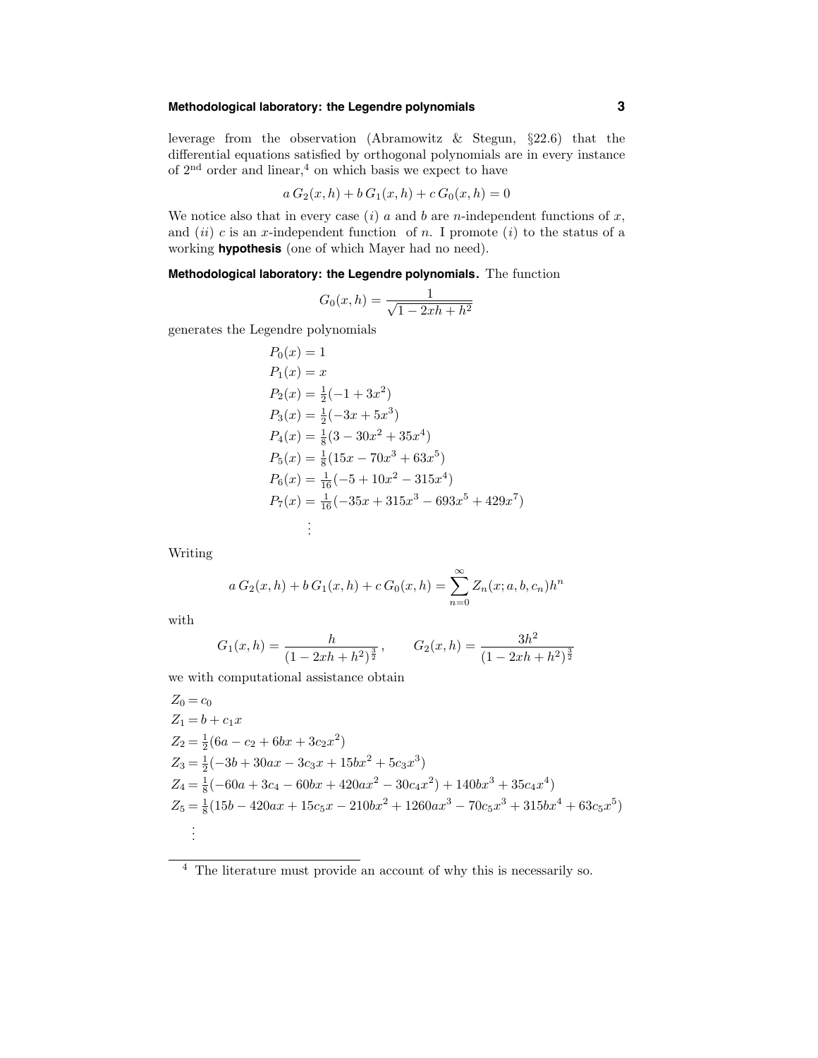leverage from the observation (Abramowitz & Stegun, §22.6) that the differential equations satisfied by orthogonal polynomials are in every instance of 2[nd] order and linear,[4] on which basis we expect to have

$$a\,G_2(x,h) + b\,G_1(x,h) + c\,G_0(x,h) = 0$$

We notice also that in every case (*i*) $a$ and $b$ are $n$-independent functions of $x$, and (*ii*) $c$ is an $x$-independent function of $n$. I promote (*i*) to the status of a working **hypothesis** (one of which Mayer had no need).

**Methodological laboratory: the Legendre polynomials.** The function

$$G_0(x,h) = \frac{1}{\sqrt{1-2xh+h^2}}$$

generates the Legendre polynomials

$$\begin{aligned}
P_0(x) &= 1\\
P_1(x) &= x\\
P_2(x) &= \tfrac{1}{2}(-1+3x^2)\\
P_3(x) &= \tfrac{1}{2}(-3x+5x^3)\\
P_4(x) &= \tfrac{1}{8}(3-30x^2+35x^4)\\
P_5(x) &= \tfrac{1}{8}(15x-70x^3+63x^5)\\
P_6(x) &= \tfrac{1}{16}(-5+10x^2-315x^4)\\
P_7(x) &= \tfrac{1}{16}(-35x+315x^3-693x^5+429x^7)\\
&\;\;\vdots
\end{aligned}$$

Writing

$$a\,G_2(x,h) + b\,G_1(x,h) + c\,G_0(x,h) = \sum_{n=0}^{\infty} Z_n(x;a,b,c_n)h^n$$

with

$$G_1(x,h) = \frac{h}{(1-2xh+h^2)^{\frac{3}{2}}}\,, \qquad G_2(x,h) = \frac{3h^2}{(1-2xh+h^2)^{\frac{3}{2}}}$$

we with computational assistance obtain

$$\begin{aligned}
Z_0 &= c_0\\
Z_1 &= b + c_1 x\\
Z_2 &= \tfrac{1}{2}(6a - c_2 + 6bx + 3c_2x^2)\\
Z_3 &= \tfrac{1}{2}(-3b + 30ax - 3c_3x + 15bx^2 + 5c_3x^3)\\
Z_4 &= \tfrac{1}{8}(-60a + 3c_4 - 60bx + 420ax^2 - 30c_4x^2) + 140bx^3 + 35c_4x^4)\\
Z_5 &= \tfrac{1}{8}(15b - 420ax + 15c_5x - 210bx^2 + 1260ax^3 - 70c_5x^3 + 315bx^4 + 63c_5x^5)\\
&\;\;\vdots
\end{aligned}$$

[4] The literature must provide an account of why this is necessarily so.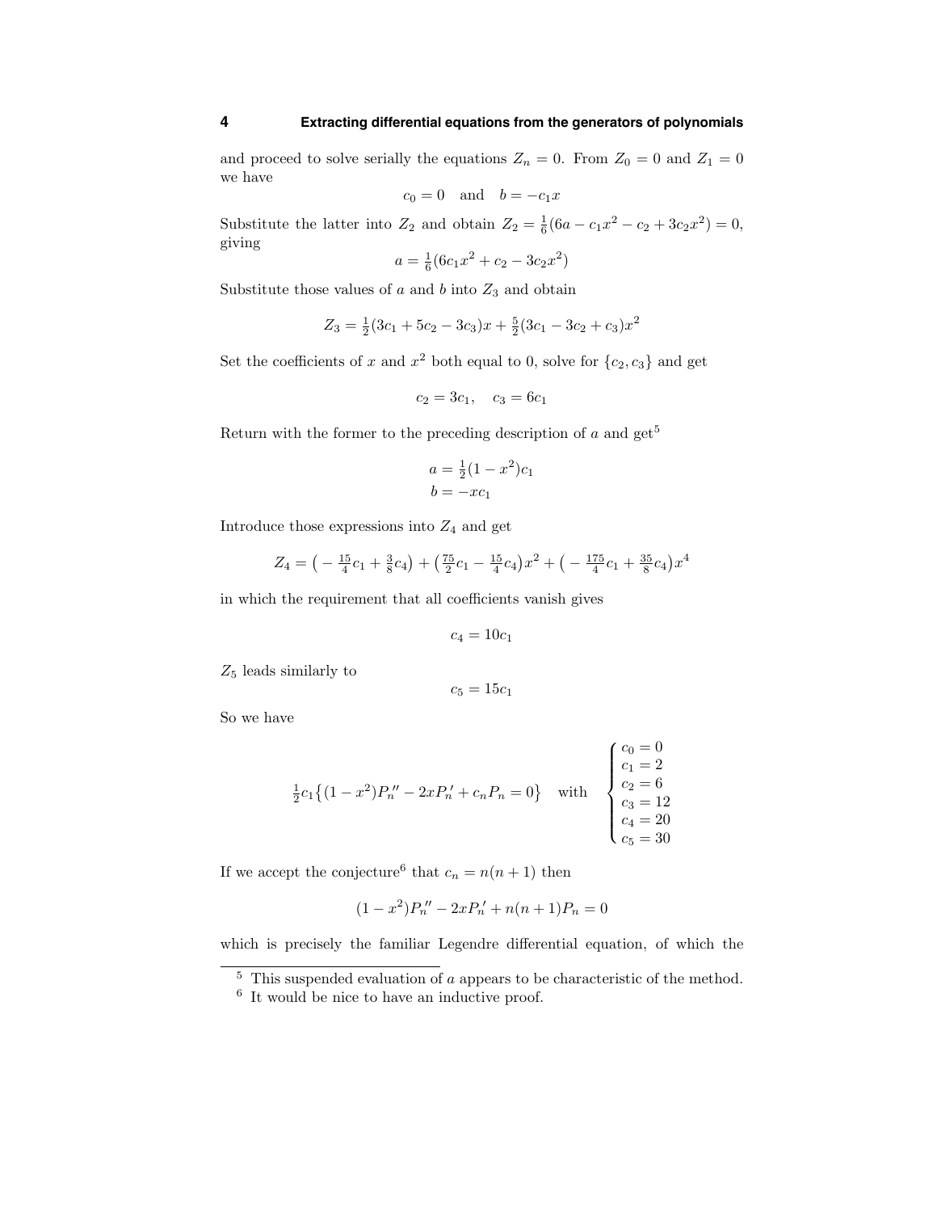and proceed to solve serially the equations $Z_n = 0$. From $Z_0 = 0$ and $Z_1 = 0$ we have

$$c_0 = 0 \quad \text{and} \quad b = -c_1 x$$

Substitute the latter into $Z_2$ and obtain $Z_2 = \frac{1}{6}(6a - c_1x^2 - c_2 + 3c_2x^2) = 0$, giving

$$a = \tfrac{1}{6}(6c_1x^2 + c_2 - 3c_2x^2)$$

Substitute those values of $a$ and $b$ into $Z_3$ and obtain

$$Z_3 = \tfrac{1}{2}(3c_1 + 5c_2 - 3c_3)x + \tfrac{5}{2}(3c_1 - 3c_2 + c_3)x^2$$

Set the coefficients of $x$ and $x^2$ both equal to 0, solve for $\{c_2, c_3\}$ and get

$$c_2 = 3c_1, \quad c_3 = 6c_1$$

Return with the former to the preceding description of $a$ and get[5]

$$\begin{aligned} a &= \tfrac{1}{2}(1 - x^2)c_1 \\ b &= -xc_1 \end{aligned}$$

Introduce those expressions into $Z_4$ and get

$$Z_4 = \big(-\tfrac{15}{4}c_1 + \tfrac{3}{8}c_4\big) + \big(\tfrac{75}{2}c_1 - \tfrac{15}{4}c_4\big)x^2 + \big(-\tfrac{175}{4}c_1 + \tfrac{35}{8}c_4\big)x^4$$

in which the requirement that all coefficients vanish gives

$$c_4 = 10c_1$$

$Z_5$ leads similarly to

$$c_5 = 15c_1$$

So we have

$$\tfrac{1}{2}c_1\big\{(1 - x^2)P_n{}'' - 2xP_n{}' + c_nP_n = 0\big\} \quad \text{with} \quad \begin{cases} c_0 = 0 \\ c_1 = 2 \\ c_2 = 6 \\ c_3 = 12 \\ c_4 = 20 \\ c_5 = 30 \end{cases}$$

If we accept the conjecture[6] that $c_n = n(n+1)$ then

$$(1 - x^2)P_n{}'' - 2xP_n{}' + n(n+1)P_n = 0$$

which is precisely the familiar Legendre differential equation, of which the

---

[5] This suspended evaluation of $a$ appears to be characteristic of the method.

[6] It would be nice to have an inductive proof.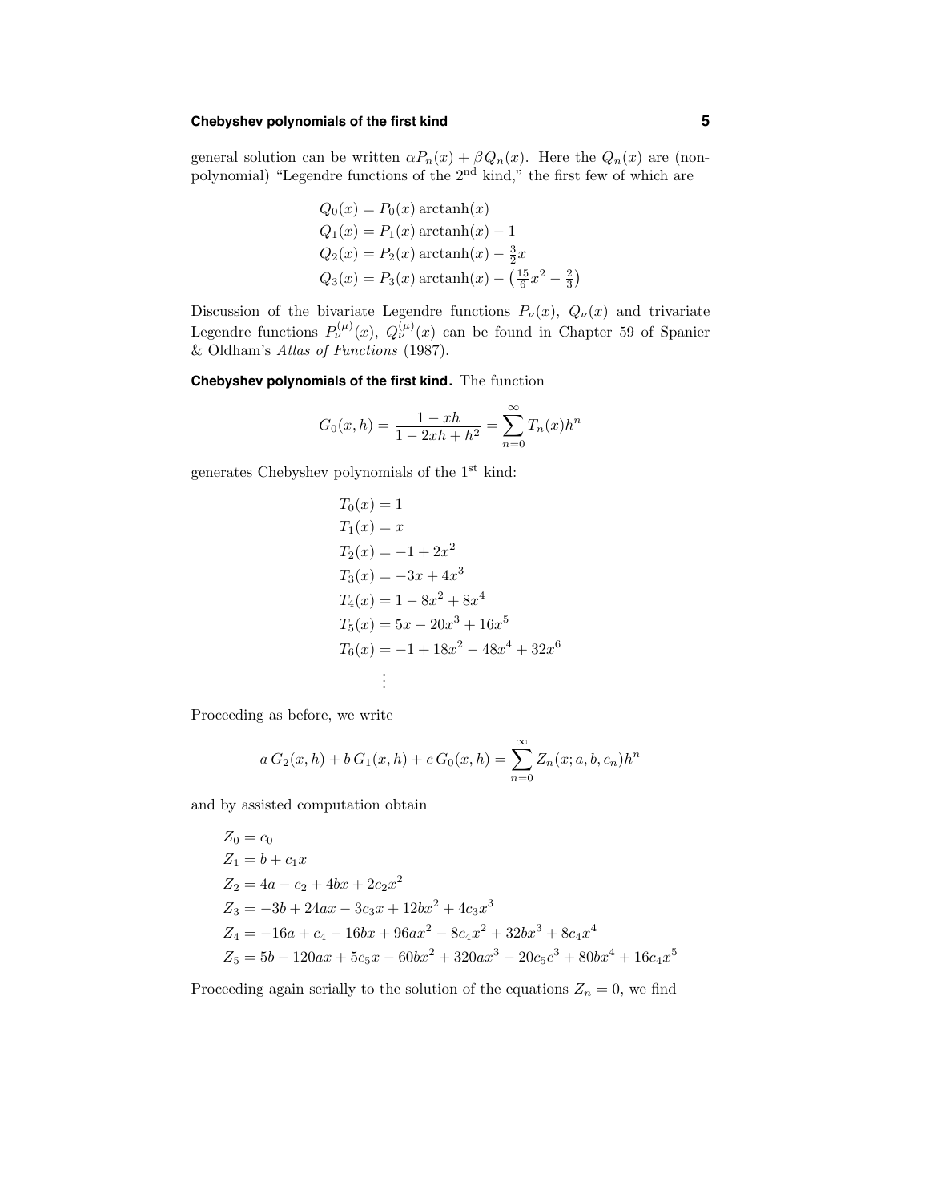general solution can be written $\alpha P_n(x) + \beta Q_n(x)$. Here the $Q_n(x)$ are (non-polynomial) "Legendre functions of the 2nd kind," the first few of which are

$$
\begin{aligned}
Q_0(x) &= P_0(x)\,\mathrm{arctanh}(x)\\
Q_1(x) &= P_1(x)\,\mathrm{arctanh}(x) - 1\\
Q_2(x) &= P_2(x)\,\mathrm{arctanh}(x) - \tfrac{3}{2}x\\
Q_3(x) &= P_3(x)\,\mathrm{arctanh}(x) - \left(\tfrac{15}{6}x^2 - \tfrac{2}{3}\right)
\end{aligned}
$$

Discussion of the bivariate Legendre functions $P_\nu(x)$, $Q_\nu(x)$ and trivariate Legendre functions $P_\nu^{(\mu)}(x)$, $Q_\nu^{(\mu)}(x)$ can be found in Chapter 59 of Spanier & Oldham's *Atlas of Functions* (1987).

**Chebyshev polynomials of the first kind.** The function

$$
G_0(x,h) = \frac{1 - xh}{1 - 2xh + h^2} = \sum_{n=0}^{\infty} T_n(x)h^n
$$

generates Chebyshev polynomials of the 1st kind:

$$
\begin{aligned}
T_0(x) &= 1\\
T_1(x) &= x\\
T_2(x) &= -1 + 2x^2\\
T_3(x) &= -3x + 4x^3\\
T_4(x) &= 1 - 8x^2 + 8x^4\\
T_5(x) &= 5x - 20x^3 + 16x^5\\
T_6(x) &= -1 + 18x^2 - 48x^4 + 32x^6\\
&\;\;\vdots
\end{aligned}
$$

Proceeding as before, we write

$$
a\,G_2(x,h) + b\,G_1(x,h) + c\,G_0(x,h) = \sum_{n=0}^{\infty} Z_n(x;a,b,c_n)h^n
$$

and by assisted computation obtain

$$
\begin{aligned}
Z_0 &= c_0\\
Z_1 &= b + c_1 x\\
Z_2 &= 4a - c_2 + 4bx + 2c_2x^2\\
Z_3 &= -3b + 24ax - 3c_3x + 12bx^2 + 4c_3x^3\\
Z_4 &= -16a + c_4 - 16bx + 96ax^2 - 8c_4x^2 + 32bx^3 + 8c_4x^4\\
Z_5 &= 5b - 120ax + 5c_5x - 60bx^2 + 320ax^3 - 20c_5c^3 + 80bx^4 + 16c_4x^5
\end{aligned}
$$

Proceeding again serially to the solution of the equations $Z_n = 0$, we find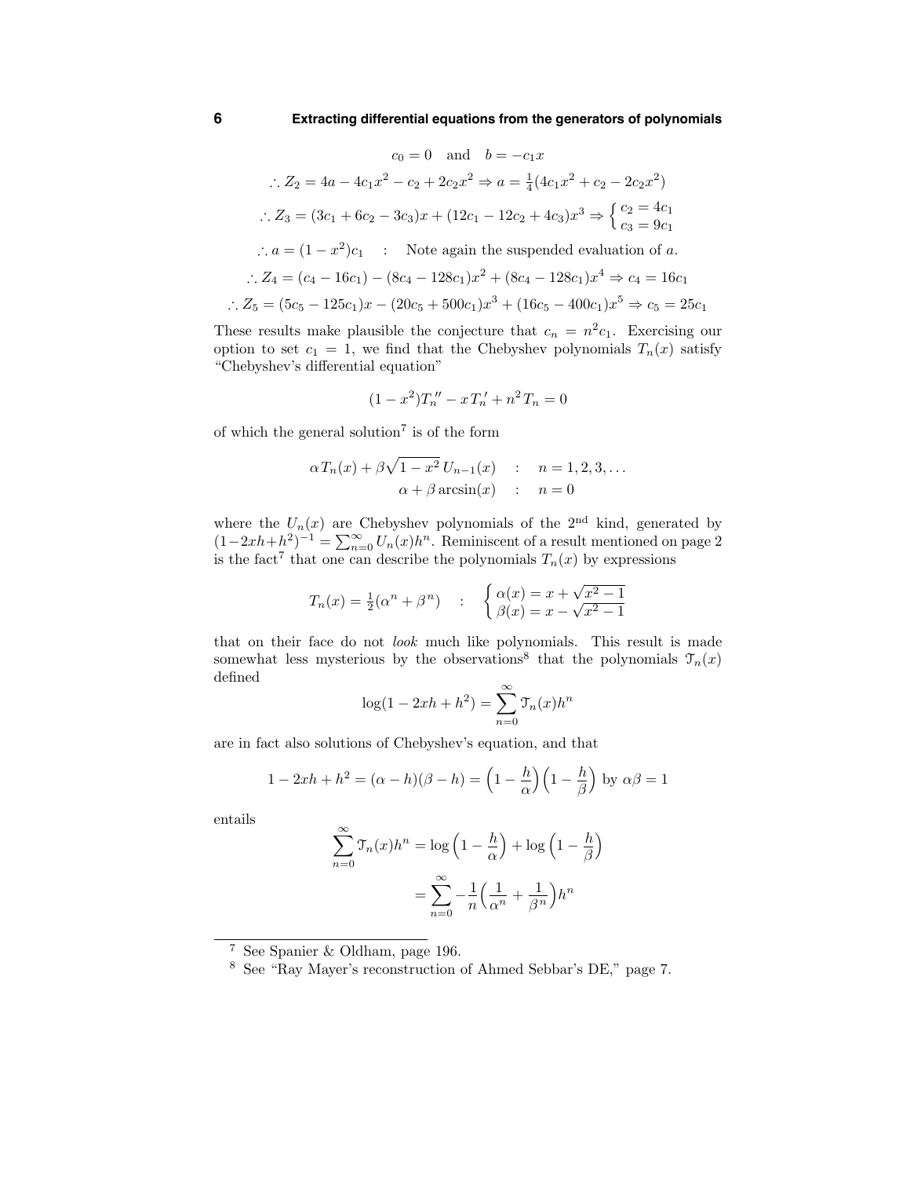$$c_0 = 0 \quad \text{and} \quad b = -c_1 x$$

$$\therefore Z_2 = 4a - 4c_1x^2 - c_2 + 2c_2x^2 \Rightarrow a = \tfrac{1}{4}(4c_1x^2 + c_2 - 2c_2x^2)$$

$$\therefore Z_3 = (3c_1 + 6c_2 - 3c_3)x + (12c_1 - 12c_2 + 4c_3)x^3 \Rightarrow \begin{cases} c_2 = 4c_1 \\ c_3 = 9c_1 \end{cases}$$

$$\therefore a = (1-x^2)c_1 \quad : \quad \text{Note again the suspended evaluation of } a.$$

$$\therefore Z_4 = (c_4 - 16c_1) - (8c_4 - 128c_1)x^2 + (8c_4 - 128c_1)x^4 \Rightarrow c_4 = 16c_1$$

$$\therefore Z_5 = (5c_5 - 125c_1)x - (20c_5 + 500c_1)x^3 + (16c_5 - 400c_1)x^5 \Rightarrow c_5 = 25c_1$$

These results make plausible the conjecture that $c_n = n^2 c_1$. Exercising our option to set $c_1 = 1$, we find that the Chebyshev polynomials $T_n(x)$ satisfy "Chebyshev's differential equation"

$$(1-x^2)T_n'' - xT_n' + n^2 T_n = 0$$

of which the general solution[7] is of the form

$$\begin{aligned} \alpha T_n(x) + \beta\sqrt{1-x^2}\,U_{n-1}(x) \quad &: \quad n = 1, 2, 3, \dots \\ \alpha + \beta \arcsin(x) \quad &: \quad n = 0 \end{aligned}$$

where the $U_n(x)$ are Chebyshev polynomials of the 2nd kind, generated by $(1-2xh+h^2)^{-1} = \sum_{n=0}^\infty U_n(x)h^n$. Reminiscent of a result mentioned on page 2 is the fact[7] that one can describe the polynomials $T_n(x)$ by expressions

$$T_n(x) = \tfrac{1}{2}(\alpha^n + \beta^n) \quad : \quad \begin{cases} \alpha(x) = x + \sqrt{x^2-1} \\ \beta(x) = x - \sqrt{x^2-1} \end{cases}$$

that on their face do not *look* much like polynomials. This result is made somewhat less mysterious by the observations[8] that the polynomials $\mathcal{T}_n(x)$ defined

$$\log(1 - 2xh + h^2) = \sum_{n=0}^\infty \mathcal{T}_n(x)h^n$$

are in fact also solutions of Chebyshev's equation, and that

$$1 - 2xh + h^2 = (\alpha - h)(\beta - h) = \Big(1 - \frac{h}{\alpha}\Big)\Big(1 - \frac{h}{\beta}\Big) \text{ by } \alpha\beta = 1$$

entails

$$\begin{aligned} \sum_{n=0}^\infty \mathcal{T}_n(x)h^n &= \log\Big(1 - \frac{h}{\alpha}\Big) + \log\Big(1 - \frac{h}{\beta}\Big) \\ &= \sum_{n=0}^\infty -\frac{1}{n}\Big(\frac{1}{\alpha^n} + \frac{1}{\beta^n}\Big)h^n \end{aligned}$$

---

[7] See Spanier & Oldham, page 196.

[8] See "Ray Mayer's reconstruction of Ahmed Sebbar's DE," page 7.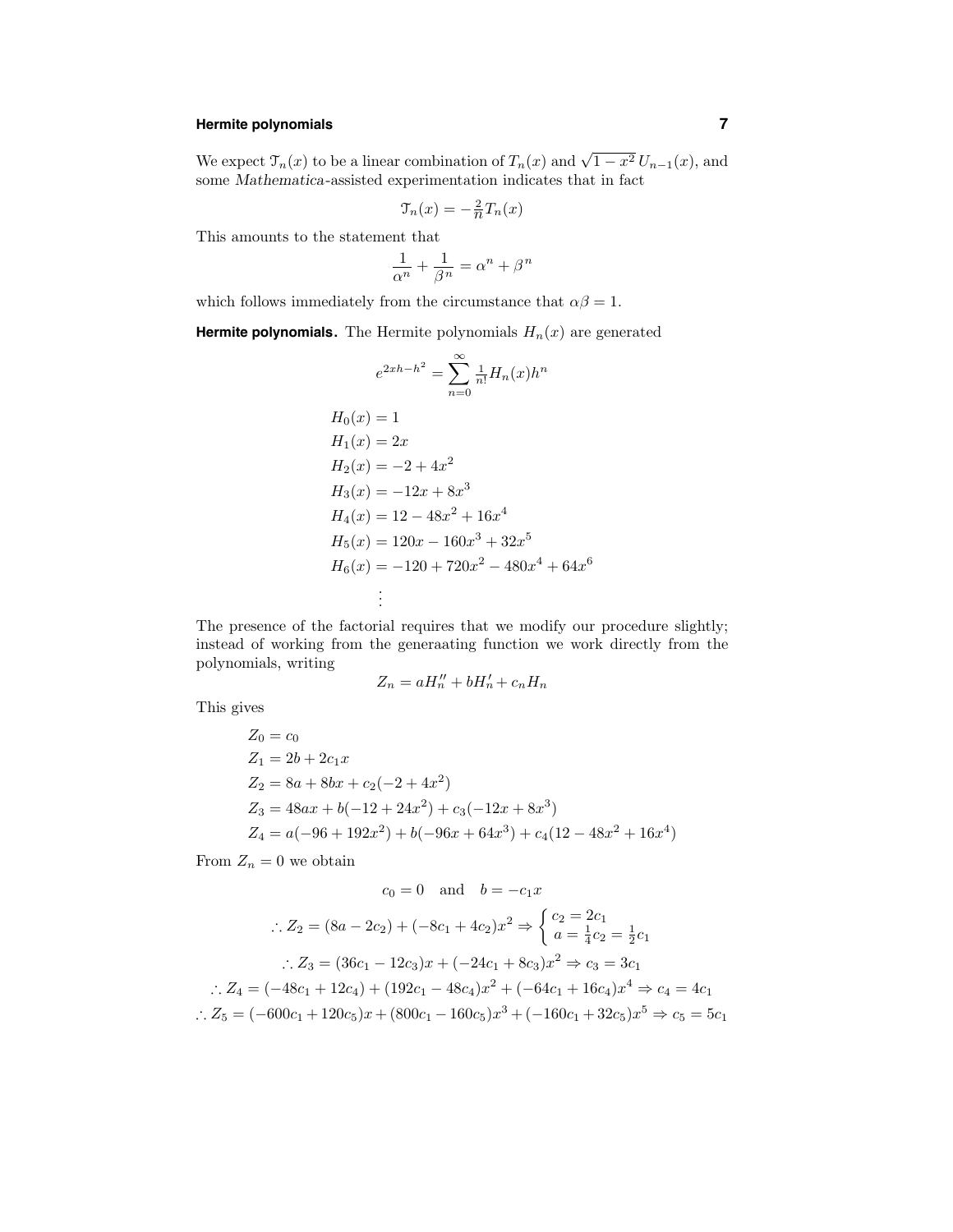We expect $\mathcal{T}_n(x)$ to be a linear combination of $T_n(x)$ and $\sqrt{1-x^2}\,U_{n-1}(x)$, and some *Mathematica*-assisted experimentation indicates that in fact

$$\mathcal{T}_n(x) = -\tfrac{2}{n}T_n(x)$$

This amounts to the statement that

$$\frac{1}{\alpha^n} + \frac{1}{\beta^n} = \alpha^n + \beta^n$$

which follows immediately from the circumstance that $\alpha\beta = 1$.

**Hermite polynomials.** The Hermite polynomials $H_n(x)$ are generated

$$e^{2xh-h^2} = \sum_{n=0}^{\infty} \tfrac{1}{n!}H_n(x)h^n$$

$$\begin{aligned}
H_0(x) &= 1\\
H_1(x) &= 2x\\
H_2(x) &= -2 + 4x^2\\
H_3(x) &= -12x + 8x^3\\
H_4(x) &= 12 - 48x^2 + 16x^4\\
H_5(x) &= 120x - 160x^3 + 32x^5\\
H_6(x) &= -120 + 720x^2 - 480x^4 + 64x^6\\
&\;\;\vdots
\end{aligned}$$

The presence of the factorial requires that we modify our procedure slightly; instead of working from the generaating function we work directly from the polynomials, writing

$$Z_n = aH_n'' + bH_n' + c_nH_n$$

This gives

$$\begin{aligned}
Z_0 &= c_0\\
Z_1 &= 2b + 2c_1x\\
Z_2 &= 8a + 8bx + c_2(-2 + 4x^2)\\
Z_3 &= 48ax + b(-12 + 24x^2) + c_3(-12x + 8x^3)\\
Z_4 &= a(-96 + 192x^2) + b(-96x + 64x^3) + c_4(12 - 48x^2 + 16x^4)
\end{aligned}$$

From $Z_n = 0$ we obtain

$$c_0 = 0 \quad\text{and}\quad b = -c_1x$$

$$\therefore Z_2 = (8a - 2c_2) + (-8c_1 + 4c_2)x^2 \Rightarrow \begin{cases} c_2 = 2c_1 \\ a = \frac{1}{4}c_2 = \frac{1}{2}c_1 \end{cases}$$

$$\therefore Z_3 = (36c_1 - 12c_3)x + (-24c_1 + 8c_3)x^2 \Rightarrow c_3 = 3c_1$$

$$\therefore Z_4 = (-48c_1 + 12c_4) + (192c_1 - 48c_4)x^2 + (-64c_1 + 16c_4)x^4 \Rightarrow c_4 = 4c_1$$

$$\therefore Z_5 = (-600c_1 + 120c_5)x + (800c_1 - 160c_5)x^3 + (-160c_1 + 32c_5)x^5 \Rightarrow c_5 = 5c_1$$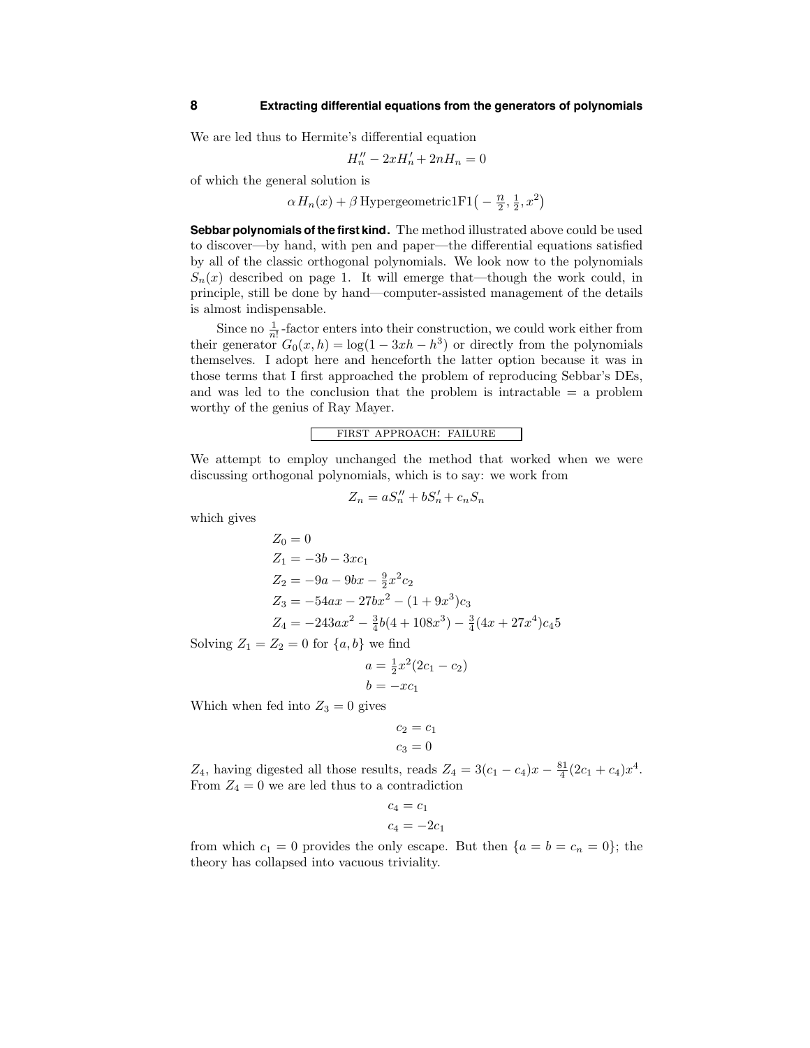We are led thus to Hermite's differential equation

$$H_n'' - 2xH_n' + 2nH_n = 0$$

of which the general solution is

$$\alpha\, H_n(x) + \beta\, \text{Hypergeometric1F1}\big(-\tfrac{n}{2}, \tfrac{1}{2}, x^2\big)$$

**Sebbar polynomials of the first kind.** The method illustrated above could be used to discover—by hand, with pen and paper—the differential equations satisfied by all of the classic orthogonal polynomials. We look now to the polynomials $S_n(x)$ described on page 1. It will emerge that—though the work could, in principle, still be done by hand—computer-assisted management of the details is almost indispensable.

Since no $\frac{1}{n!}$-factor enters into their construction, we could work either from their generator $G_0(x,h) = \log(1 - 3xh - h^3)$ or directly from the polynomials themselves. I adopt here and henceforth the latter option because it was in those terms that I first approached the problem of reproducing Sebbar's DEs, and was led to the conclusion that the problem is intractable = a problem worthy of the genius of Ray Mayer.

FIRST APPROACH: FAILURE

We attempt to employ unchanged the method that worked when we were discussing orthogonal polynomials, which is to say: we work from

$$Z_n = aS_n'' + bS_n' + c_nS_n$$

which gives

$$\begin{aligned}
Z_0 &= 0\\
Z_1 &= -3b - 3xc_1\\
Z_2 &= -9a - 9bx - \tfrac{9}{2}x^2c_2\\
Z_3 &= -54ax - 27bx^2 - (1 + 9x^3)c_3\\
Z_4 &= -243ax^2 - \tfrac{3}{4}b(4 + 108x^3) - \tfrac{3}{4}(4x + 27x^4)c_4 5
\end{aligned}$$

Solving $Z_1 = Z_2 = 0$ for $\{a, b\}$ we find

$$\begin{aligned}
a &= \tfrac{1}{2}x^2(2c_1 - c_2)\\
b &= -xc_1
\end{aligned}$$

Which when fed into $Z_3 = 0$ gives

$$\begin{aligned}
c_2 &= c_1\\
c_3 &= 0
\end{aligned}$$

$Z_4$, having digested all those results, reads $Z_4 = 3(c_1 - c_4)x - \frac{81}{4}(2c_1 + c_4)x^4$. From $Z_4 = 0$ we are led thus to a contradiction

$$\begin{aligned}
c_4 &= c_1\\
c_4 &= -2c_1
\end{aligned}$$

from which $c_1 = 0$ provides the only escape. But then $\{a = b = c_n = 0\}$; the theory has collapsed into vacuous triviality.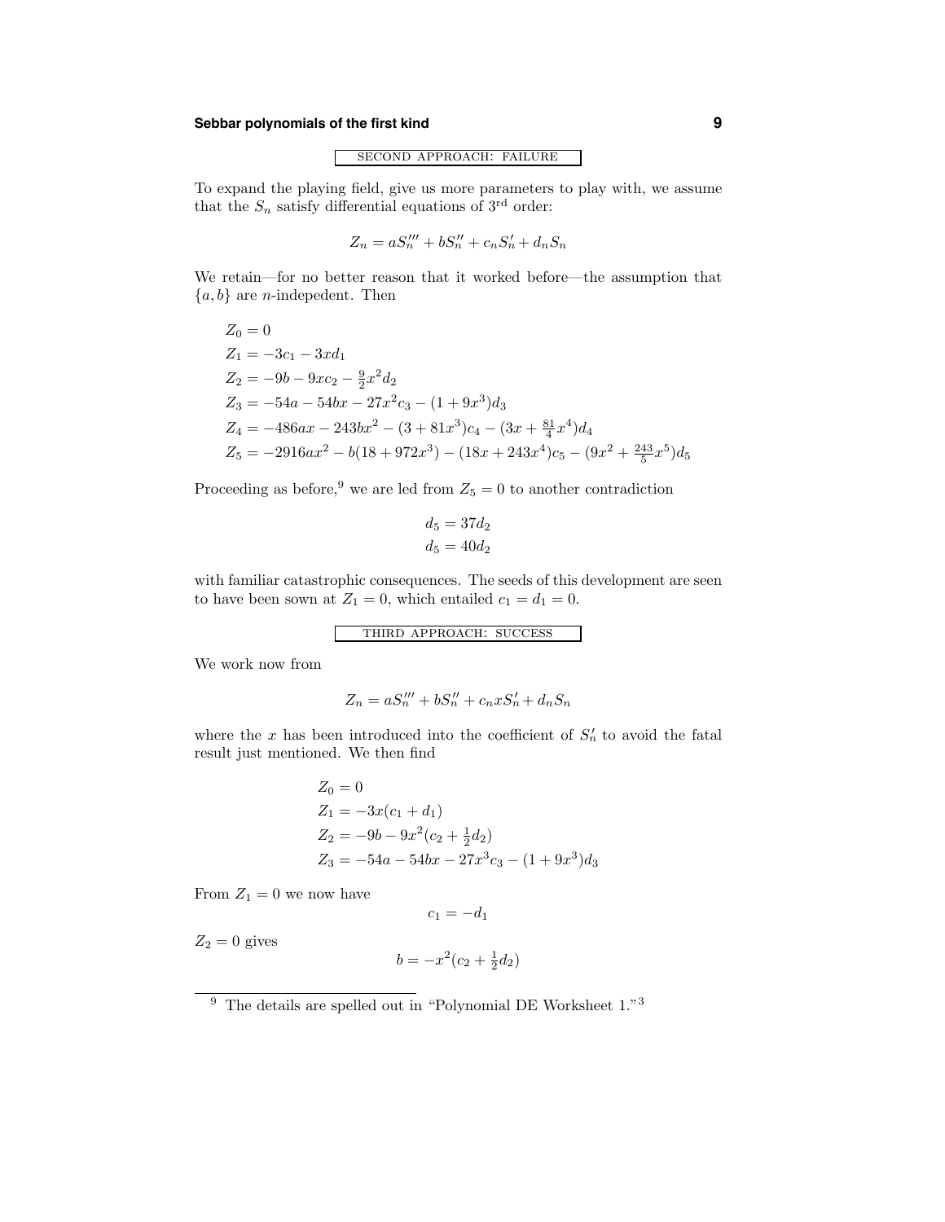### SECOND APPROACH: FAILURE

To expand the playing field, give us more parameters to play with, we assume that the $S_n$ satisfy differential equations of 3rd order:

$$Z_n = aS_n''' + bS_n'' + c_nS_n' + d_nS_n$$

We retain—for no better reason that it worked before—the assumption that $\{a, b\}$ are $n$-indepedent. Then

$$\begin{aligned}
Z_0 &= 0\\
Z_1 &= -3c_1 - 3xd_1\\
Z_2 &= -9b - 9xc_2 - \tfrac{9}{2}x^2 d_2\\
Z_3 &= -54a - 54bx - 27x^2c_3 - (1 + 9x^3)d_3\\
Z_4 &= -486ax - 243bx^2 - (3 + 81x^3)c_4 - (3x + \tfrac{81}{4}x^4)d_4\\
Z_5 &= -2916ax^2 - b(18 + 972x^3) - (18x + 243x^4)c_5 - (9x^2 + \tfrac{243}{5}x^5)d_5
\end{aligned}$$

Proceeding as before,[9] we are led from $Z_5 = 0$ to another contradiction

$$\begin{aligned}
d_5 &= 37d_2\\
d_5 &= 40d_2
\end{aligned}$$

with familiar catastrophic consequences. The seeds of this development are seen to have been sown at $Z_1 = 0$, which entailed $c_1 = d_1 = 0$.

### THIRD APPROACH: SUCCESS

We work now from

$$Z_n = aS_n''' + bS_n'' + c_nxS_n' + d_nS_n$$

where the $x$ has been introduced into the coefficient of $S_n'$ to avoid the fatal result just mentioned. We then find

$$\begin{aligned}
Z_0 &= 0\\
Z_1 &= -3x(c_1 + d_1)\\
Z_2 &= -9b - 9x^2(c_2 + \tfrac{1}{2}d_2)\\
Z_3 &= -54a - 54bx - 27x^3c_3 - (1 + 9x^3)d_3
\end{aligned}$$

From $Z_1 = 0$ we now have

$$c_1 = -d_1$$

$Z_2 = 0$ gives

$$b = -x^2(c_2 + \tfrac{1}{2}d_2)$$

---

[9] The details are spelled out in "Polynomial DE Worksheet 1."[3]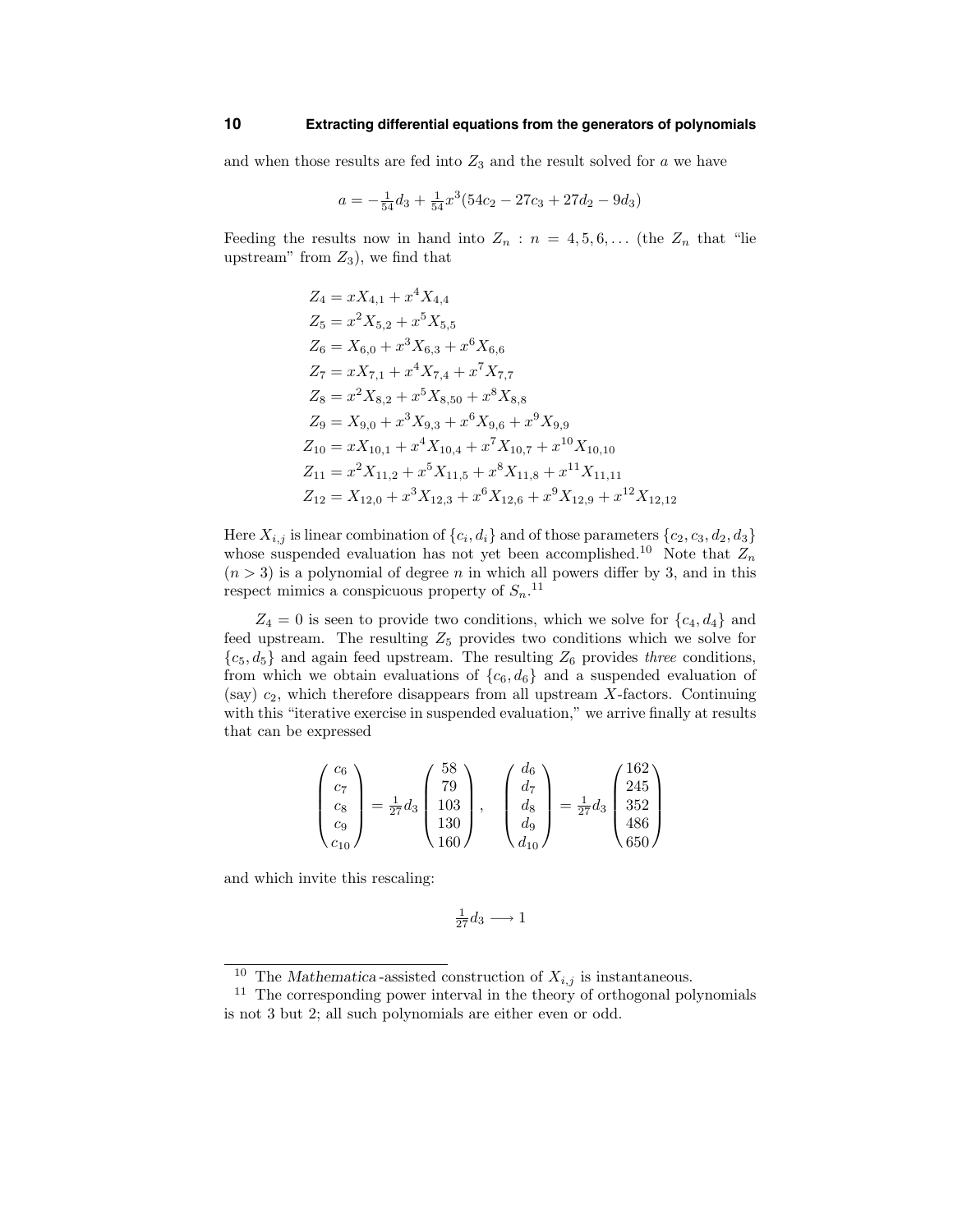and when those results are fed into $Z_3$ and the result solved for $a$ we have

$$a = -\tfrac{1}{54}d_3 + \tfrac{1}{54}x^3(54c_2 - 27c_3 + 27d_2 - 9d_3)$$

Feeding the results now in hand into $Z_n : n = 4, 5, 6, \ldots$ (the $Z_n$ that "lie upstream" from $Z_3$), we find that

$$\begin{aligned}
Z_4 &= xX_{4,1} + x^4 X_{4,4}\\
Z_5 &= x^2 X_{5,2} + x^5 X_{5,5}\\
Z_6 &= X_{6,0} + x^3 X_{6,3} + x^6 X_{6,6}\\
Z_7 &= xX_{7,1} + x^4 X_{7,4} + x^7 X_{7,7}\\
Z_8 &= x^2 X_{8,2} + x^5 X_{8,50} + x^8 X_{8,8}\\
Z_9 &= X_{9,0} + x^3 X_{9,3} + x^6 X_{9,6} + x^9 X_{9,9}\\
Z_{10} &= xX_{10,1} + x^4 X_{10,4} + x^7 X_{10,7} + x^{10} X_{10,10}\\
Z_{11} &= x^2 X_{11,2} + x^5 X_{11,5} + x^8 X_{11,8} + x^{11} X_{11,11}\\
Z_{12} &= X_{12,0} + x^3 X_{12,3} + x^6 X_{12,6} + x^9 X_{12,9} + x^{12} X_{12,12}
\end{aligned}$$

Here $X_{i,j}$ is linear combination of $\{c_i, d_i\}$ and of those parameters $\{c_2, c_3, d_2, d_3\}$ whose suspended evaluation has not yet been accomplished.[10] Note that $Z_n$ $(n > 3)$ is a polynomial of degree $n$ in which all powers differ by 3, and in this respect mimics a conspicuous property of $S_n$.[11]

$Z_4 = 0$ is seen to provide two conditions, which we solve for $\{c_4, d_4\}$ and feed upstream. The resulting $Z_5$ provides two conditions which we solve for $\{c_5, d_5\}$ and again feed upstream. The resulting $Z_6$ provides *three* conditions, from which we obtain evaluations of $\{c_6, d_6\}$ and a suspended evaluation of (say) $c_2$, which therefore disappears from all upstream $X$-factors. Continuing with this "iterative exercise in suspended evaluation," we arrive finally at results that can be expressed

$$\begin{pmatrix} c_6 \\ c_7 \\ c_8 \\ c_9 \\ c_{10} \end{pmatrix} = \tfrac{1}{27}d_3 \begin{pmatrix} 58 \\ 79 \\ 103 \\ 130 \\ 160 \end{pmatrix}, \quad \begin{pmatrix} d_6 \\ d_7 \\ d_8 \\ d_9 \\ d_{10} \end{pmatrix} = \tfrac{1}{27}d_3 \begin{pmatrix} 162 \\ 245 \\ 352 \\ 486 \\ 650 \end{pmatrix}$$

and which invite this rescaling:

$$\tfrac{1}{27}d_3 \longrightarrow 1$$

---

[10] The *Mathematica*-assisted construction of $X_{i,j}$ is instantaneous.

[11] The corresponding power interval in the theory of orthogonal polynomials is not 3 but 2; all such polynomials are either even or odd.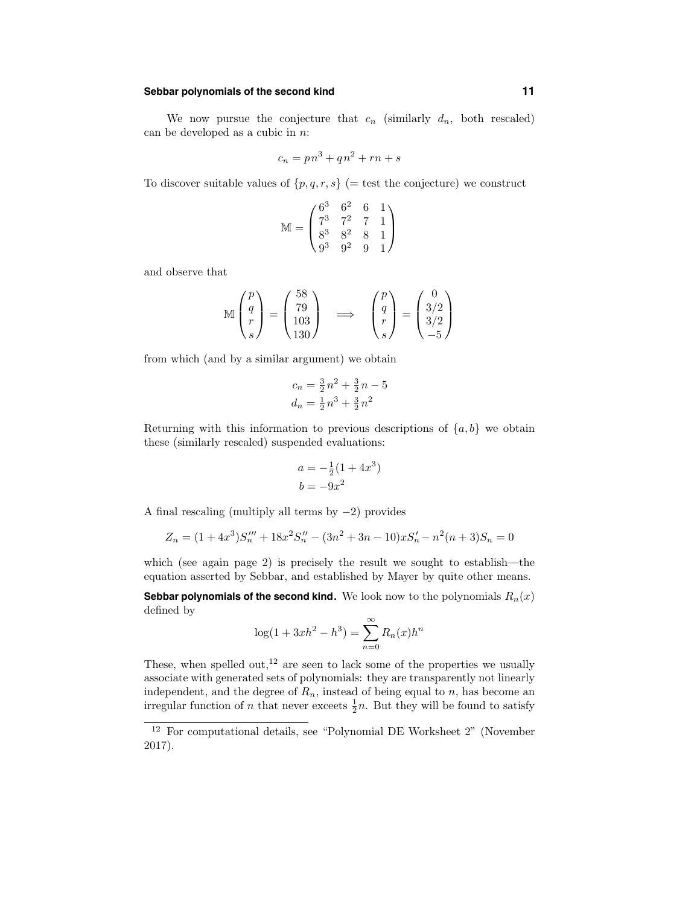We now pursue the conjecture that $c_n$ (similarly $d_n$, both rescaled) can be developed as a cubic in $n$:

$$c_n = p\,n^3 + q\,n^2 + r\,n + s$$

To discover suitable values of $\{p, q, r, s\}$ (= test the conjecture) we construct

$$\mathbb{M} = \begin{pmatrix} 6^3 & 6^2 & 6 & 1 \\ 7^3 & 7^2 & 7 & 1 \\ 8^3 & 8^2 & 8 & 1 \\ 9^3 & 9^2 & 9 & 1 \end{pmatrix}$$

and observe that

$$\mathbb{M}\begin{pmatrix} p \\ q \\ r \\ s \end{pmatrix} = \begin{pmatrix} 58 \\ 79 \\ 103 \\ 130 \end{pmatrix} \quad \Longrightarrow \quad \begin{pmatrix} p \\ q \\ r \\ s \end{pmatrix} = \begin{pmatrix} 0 \\ 3/2 \\ 3/2 \\ -5 \end{pmatrix}$$

from which (and by a similar argument) we obtain

$$\begin{aligned} c_n &= \tfrac{3}{2}\,n^2 + \tfrac{3}{2}\,n - 5 \\ d_n &= \tfrac{1}{2}\,n^3 + \tfrac{3}{2}\,n^2 \end{aligned}$$

Returning with this information to previous descriptions of $\{a, b\}$ we obtain these (similarly rescaled) suspended evaluations:

$$\begin{aligned} a &= -\tfrac{1}{2}(1 + 4x^3) \\ b &= -9x^2 \end{aligned}$$

A final rescaling (multiply all terms by $-2$) provides

$$Z_n = (1 + 4x^3)S_n''' + 18x^2 S_n'' - (3n^2 + 3n - 10)xS_n' - n^2(n+3)S_n = 0$$

which (see again page 2) is precisely the result we sought to establish—the equation asserted by Sebbar, and established by Mayer by quite other means.

**Sebbar polynomials of the second kind.** We look now to the polynomials $R_n(x)$ defined by

$$\log(1 + 3xh^2 - h^3) = \sum_{n=0}^{\infty} R_n(x)h^n$$

These, when spelled out,[12] are seen to lack some of the properties we usually associate with generated sets of polynomials: they are transparently not linearly independent, and the degree of $R_n$, instead of being equal to $n$, has become an irregular function of $n$ that never exceets $\frac{1}{2}n$. But they will be found to satisfy

[12] For computational details, see "Polynomial DE Worksheet 2" (November 2017).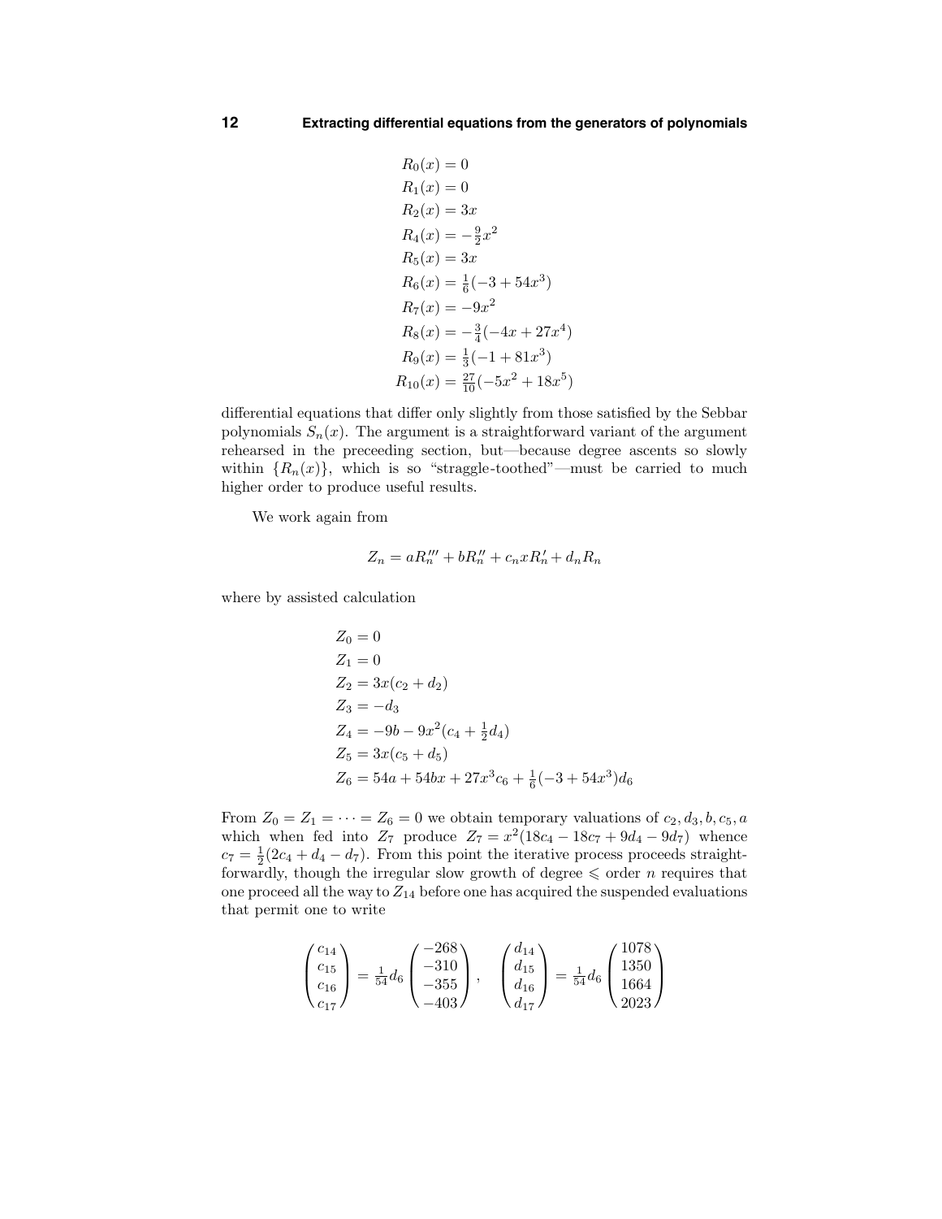$$
\begin{aligned}
R_0(x) &= 0\\
R_1(x) &= 0\\
R_2(x) &= 3x\\
R_4(x) &= -\tfrac{9}{2}x^2\\
R_5(x) &= 3x\\
R_6(x) &= \tfrac{1}{6}(-3+54x^3)\\
R_7(x) &= -9x^2\\
R_8(x) &= -\tfrac{3}{4}(-4x+27x^4)\\
R_9(x) &= \tfrac{1}{3}(-1+81x^3)\\
R_{10}(x) &= \tfrac{27}{10}(-5x^2+18x^5)
\end{aligned}
$$

differential equations that differ only slightly from those satisfied by the Sebbar polynomials $S_n(x)$. The argument is a straightforward variant of the argument rehearsed in the preceeding section, but—because degree ascents so slowly within $\{R_n(x)\}$, which is so "straggle-toothed"—must be carried to much higher order to produce useful results.

We work again from

$$
Z_n = aR_n''' + bR_n'' + c_n xR_n' + d_n R_n
$$

where by assisted calculation

$$
\begin{aligned}
Z_0 &= 0\\
Z_1 &= 0\\
Z_2 &= 3x(c_2+d_2)\\
Z_3 &= -d_3\\
Z_4 &= -9b - 9x^2(c_4+\tfrac{1}{2}d_4)\\
Z_5 &= 3x(c_5+d_5)\\
Z_6 &= 54a + 54bx + 27x^3c_6 + \tfrac{1}{6}(-3+54x^3)d_6
\end{aligned}
$$

From $Z_0 = Z_1 = \cdots = Z_6 = 0$ we obtain temporary valuations of $c_2, d_3, b, c_5, a$ which when fed into $Z_7$ produce $Z_7 = x^2(18c_4 - 18c_7 + 9d_4 - 9d_7)$ whence $c_7 = \frac{1}{2}(2c_4 + d_4 - d_7)$. From this point the iterative process proceeds straightforwardly, though the irregular slow growth of degree $\leqslant$ order $n$ requires that one proceed all the way to $Z_{14}$ before one has acquired the suspended evaluations that permit one to write

$$
\begin{pmatrix} c_{14}\\ c_{15}\\ c_{16}\\ c_{17}\end{pmatrix} = \tfrac{1}{54}d_6\begin{pmatrix} -268\\ -310\\ -355\\ -403\end{pmatrix}, \quad \begin{pmatrix} d_{14}\\ d_{15}\\ d_{16}\\ d_{17}\end{pmatrix} = \tfrac{1}{54}d_6\begin{pmatrix} 1078\\ 1350\\ 1664\\ 2023\end{pmatrix}
$$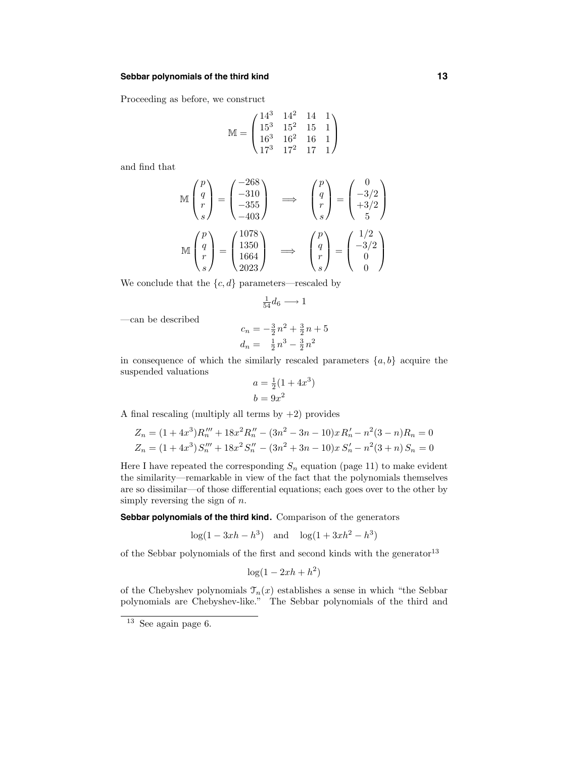Proceeding as before, we construct

$$\mathbb{M} = \begin{pmatrix} 14^3 & 14^2 & 14 & 1 \\ 15^3 & 15^2 & 15 & 1 \\ 16^3 & 16^2 & 16 & 1 \\ 17^3 & 17^2 & 17 & 1 \end{pmatrix}$$

and find that

$$\mathbb{M}\begin{pmatrix} p \\ q \\ r \\ s \end{pmatrix} = \begin{pmatrix} -268 \\ -310 \\ -355 \\ -403 \end{pmatrix} \implies \begin{pmatrix} p \\ q \\ r \\ s \end{pmatrix} = \begin{pmatrix} 0 \\ -3/2 \\ +3/2 \\ 5 \end{pmatrix}$$

$$\mathbb{M}\begin{pmatrix} p \\ q \\ r \\ s \end{pmatrix} = \begin{pmatrix} 1078 \\ 1350 \\ 1664 \\ 2023 \end{pmatrix} \implies \begin{pmatrix} p \\ q \\ r \\ s \end{pmatrix} = \begin{pmatrix} 1/2 \\ -3/2 \\ 0 \\ 0 \end{pmatrix}$$

We conclude that the $\{c, d\}$ parameters—rescaled by

$$\tfrac{1}{54} d_6 \longrightarrow 1$$

—can be described

$$\begin{aligned} c_n &= -\tfrac{3}{2} n^2 + \tfrac{3}{2} n + 5 \\ d_n &= \tfrac{1}{2} n^3 - \tfrac{3}{2} n^2 \end{aligned}$$

in consequence of which the similarly rescaled parameters $\{a, b\}$ acquire the suspended valuations

$$\begin{aligned} a &= \tfrac{1}{2}(1 + 4x^3) \\ b &= 9x^2 \end{aligned}$$

A final rescaling (multiply all terms by $+2$) provides

$$\begin{aligned} Z_n &= (1 + 4x^3) R_n''' + 18x^2 R_n'' - (3n^2 - 3n - 10) x R_n' - n^2(3 - n) R_n = 0 \\ Z_n &= (1 + 4x^3) S_n''' + 18x^2 S_n'' - (3n^2 + 3n - 10) x S_n' - n^2(3 + n) S_n = 0 \end{aligned}$$

Here I have repeated the corresponding $S_n$ equation (page 11) to make evident the similarity—remarkable in view of the fact that the polynomials themselves are so dissimilar—of those differential equations; each goes over to the other by simply reversing the sign of $n$.

**Sebbar polynomials of the third kind.** Comparison of the generators

$$\log(1 - 3xh - h^3) \quad \text{and} \quad \log(1 + 3xh^2 - h^3)$$

of the Sebbar polynomials of the first and second kinds with the generator[13]

$$\log(1 - 2xh + h^2)$$

of the Chebyshev polynomials $\mathcal{T}_n(x)$ establishes a sense in which "the Sebbar polynomials are Chebyshev-like." The Sebbar polynomials of the third and

[13] See again page 6.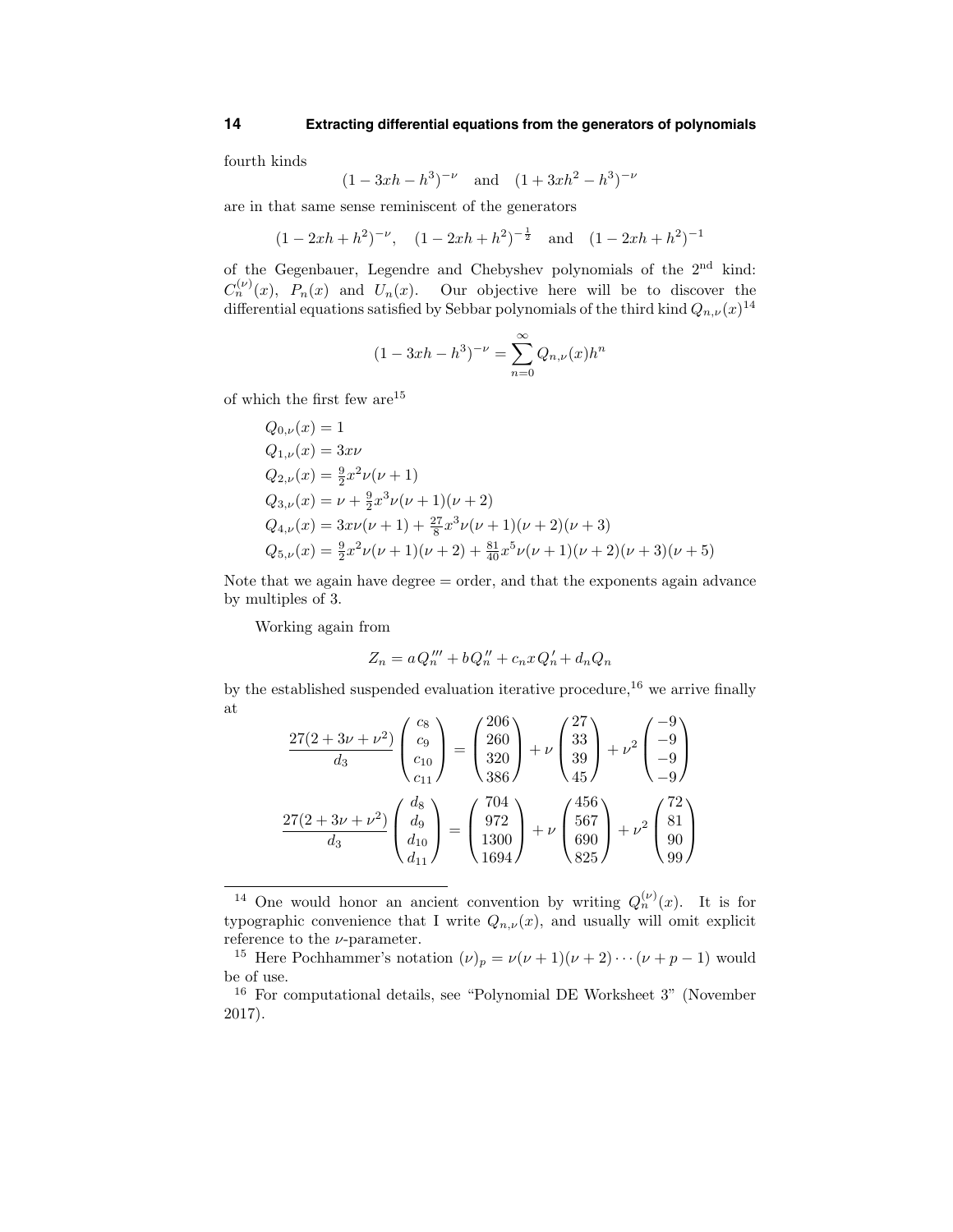fourth kinds

$$(1-3xh-h^3)^{-\nu} \quad \text{and} \quad (1+3xh^2-h^3)^{-\nu}$$

are in that same sense reminiscent of the generators

$$(1-2xh+h^2)^{-\nu}, \quad (1-2xh+h^2)^{-\frac{1}{2}} \quad \text{and} \quad (1-2xh+h^2)^{-1}$$

of the Gegenbauer, Legendre and Chebyshev polynomials of the 2nd kind: $C_n^{(\nu)}(x)$, $P_n(x)$ and $U_n(x)$. Our objective here will be to discover the differential equations satisfied by Sebbar polynomials of the third kind $Q_{n,\nu}(x)$[14]

$$(1-3xh-h^3)^{-\nu} = \sum_{n=0}^{\infty} Q_{n,\nu}(x)h^n$$

of which the first few are[15]

$$
\begin{aligned}
&Q_{0,\nu}(x) = 1\\
&Q_{1,\nu}(x) = 3x\nu\\
&Q_{2,\nu}(x) = \tfrac{9}{2}x^2\nu(\nu+1)\\
&Q_{3,\nu}(x) = \nu + \tfrac{9}{2}x^3\nu(\nu+1)(\nu+2)\\
&Q_{4,\nu}(x) = 3x\nu(\nu+1) + \tfrac{27}{8}x^3\nu(\nu+1)(\nu+2)(\nu+3)\\
&Q_{5,\nu}(x) = \tfrac{9}{2}x^2\nu(\nu+1)(\nu+2) + \tfrac{81}{40}x^5\nu(\nu+1)(\nu+2)(\nu+3)(\nu+5)
\end{aligned}
$$

Note that we again have degree = order, and that the exponents again advance by multiples of 3.

Working again from

$$Z_n = aQ_n''' + bQ_n'' + c_n x Q_n' + d_n Q_n$$

by the established suspended evaluation iterative procedure,[16] we arrive finally at

$$\frac{27(2+3\nu+\nu^2)}{d_3}\begin{pmatrix} c_8\\ c_9\\ c_{10}\\ c_{11}\end{pmatrix} = \begin{pmatrix} 206\\ 260\\ 320\\ 386\end{pmatrix} + \nu\begin{pmatrix} 27\\ 33\\ 39\\ 45\end{pmatrix} + \nu^2\begin{pmatrix} -9\\ -9\\ -9\\ -9\end{pmatrix}$$

$$\frac{27(2+3\nu+\nu^2)}{d_3}\begin{pmatrix} d_8\\ d_9\\ d_{10}\\ d_{11}\end{pmatrix} = \begin{pmatrix} 704\\ 972\\ 1300\\ 1694\end{pmatrix} + \nu\begin{pmatrix} 456\\ 567\\ 690\\ 825\end{pmatrix} + \nu^2\begin{pmatrix} 72\\ 81\\ 90\\ 99\end{pmatrix}$$

---

[14] One would honor an ancient convention by writing $Q_n^{(\nu)}(x)$. It is for typographic convenience that I write $Q_{n,\nu}(x)$, and usually will omit explicit reference to the $\nu$-parameter.

[15] Here Pochhammer's notation $(\nu)_p = \nu(\nu+1)(\nu+2)\cdots(\nu+p-1)$ would be of use.

[16] For computational details, see "Polynomial DE Worksheet 3" (November 2017).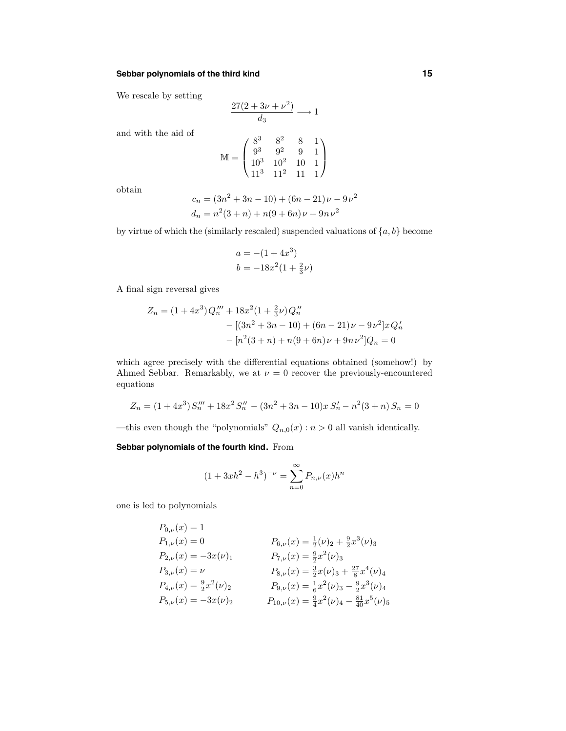We rescale by setting

$$\frac{27(2+3\nu+\nu^2)}{d_3} \longrightarrow 1$$

and with the aid of

$$\mathbb{M} = \begin{pmatrix} 8^3 & 8^2 & 8 & 1 \\ 9^3 & 9^2 & 9 & 1 \\ 10^3 & 10^2 & 10 & 1 \\ 11^3 & 11^2 & 11 & 1 \end{pmatrix}$$

obtain

$$\begin{aligned} c_n &= (3n^2+3n-10) + (6n-21)\nu - 9\nu^2 \\ d_n &= n^2(3+n) + n(9+6n)\nu + 9n\nu^2 \end{aligned}$$

by virtue of which the (similarly rescaled) suspended valuations of $\{a, b\}$ become

$$\begin{aligned} a &= -(1+4x^3) \\ b &= -18x^2(1+\tfrac{2}{3}\nu) \end{aligned}$$

A final sign reversal gives

$$\begin{aligned} Z_n = (1+4x^3)\,Q_n''' + 18x^2(1+\tfrac{2}{3}\nu)\,Q_n'' \\ - [(3n^2+3n-10) + (6n-21)\nu - 9\nu^2]x\,Q_n' \\ - [n^2(3+n) + n(9+6n)\nu + 9n\nu^2]Q_n = 0 \end{aligned}$$

which agree precisely with the differential equations obtained (somehow!) by Ahmed Sebbar. Remarkably, we at $\nu = 0$ recover the previously-encountered equations

$$Z_n = (1+4x^3)\,S_n''' + 18x^2\,S_n'' - (3n^2+3n-10)x\,S_n' - n^2(3+n)\,S_n = 0$$

—this even though the "polynomials" $Q_{n,0}(x) : n > 0$ all vanish identically.

**Sebbar polynomials of the fourth kind.** From

$$(1+3xh^2-h^3)^{-\nu} = \sum_{n=0}^{\infty} P_{n,\nu}(x)h^n$$

one is led to polynomials

$$\begin{aligned}
&P_{0,\nu}(x) = 1 \\
&P_{1,\nu}(x) = 0 &&P_{6,\nu}(x) = \tfrac{1}{2}(\nu)_2 + \tfrac{9}{2}x^3(\nu)_3 \\
&P_{2,\nu}(x) = -3x(\nu)_1 &&P_{7,\nu}(x) = \tfrac{9}{2}x^2(\nu)_3 \\
&P_{3,\nu}(x) = \nu &&P_{8,\nu}(x) = \tfrac{3}{2}x(\nu)_3 + \tfrac{27}{8}x^4(\nu)_4 \\
&P_{4,\nu}(x) = \tfrac{9}{2}x^2(\nu)_2 &&P_{9,\nu}(x) = \tfrac{1}{6}x^2(\nu)_3 - \tfrac{9}{2}x^3(\nu)_4 \\
&P_{5,\nu}(x) = -3x(\nu)_2 &&P_{10,\nu}(x) = \tfrac{9}{4}x^2(\nu)_4 - \tfrac{81}{40}x^5(\nu)_5
\end{aligned}$$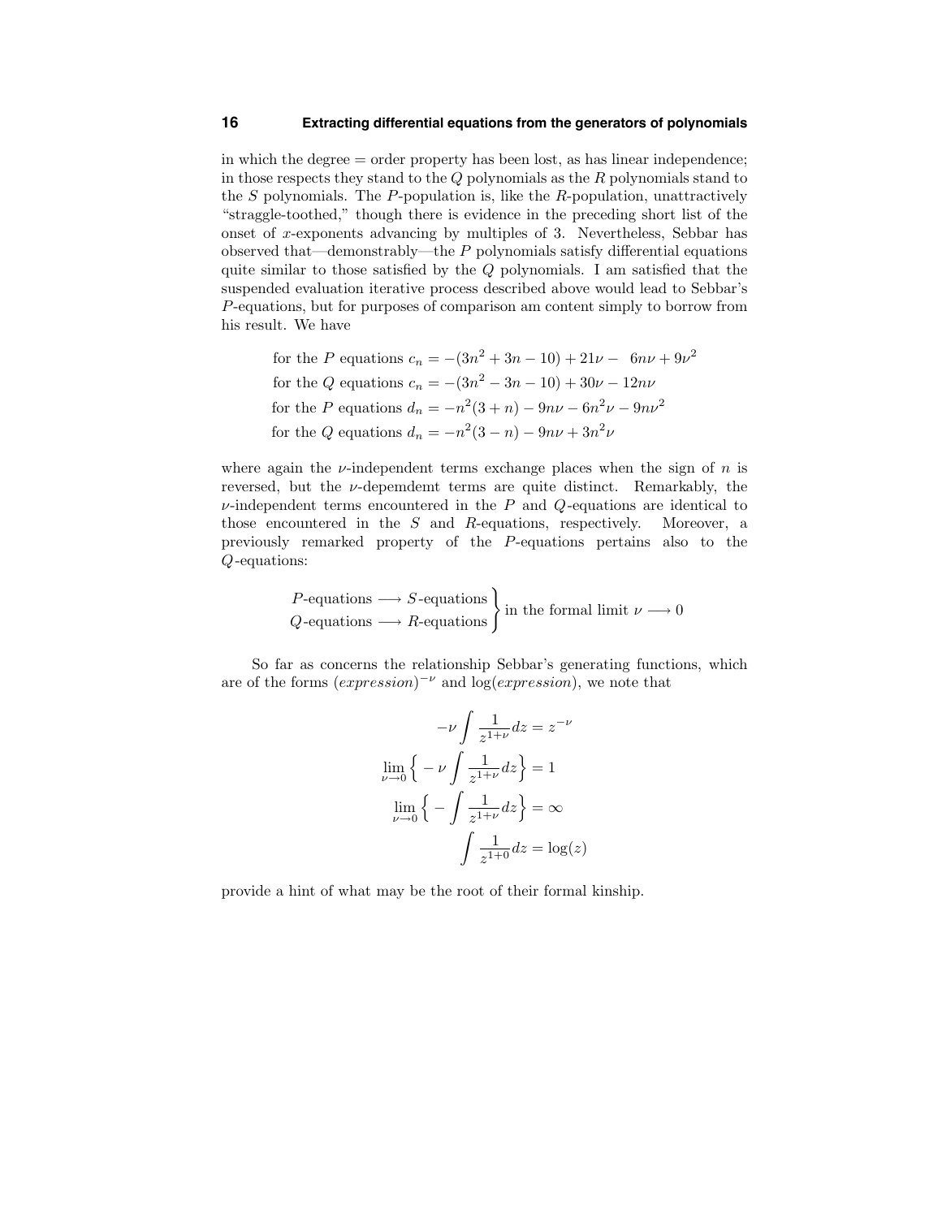in which the degree = order property has been lost, as has linear independence; in those respects they stand to the $Q$ polynomials as the $R$ polynomials stand to the $S$ polynomials. The $P$-population is, like the $R$-population, unattractively "straggle-toothed," though there is evidence in the preceding short list of the onset of $x$-exponents advancing by multiples of 3. Nevertheless, Sebbar has observed that—demonstrably—the $P$ polynomials satisfy differential equations quite similar to those satisfied by the $Q$ polynomials. I am satisfied that the suspended evaluation iterative process described above would lead to Sebbar's $P$-equations, but for purposes of comparison am content simply to borrow from his result. We have

$$
\begin{aligned}
&\text{for the } P \text{ equations } c_n = -(3n^2+3n-10)+21\nu - \ \ 6n\nu + 9\nu^2\\
&\text{for the } Q \text{ equations } c_n = -(3n^2-3n-10)+30\nu - 12n\nu\\
&\text{for the } P \text{ equations } d_n = -n^2(3+n) - 9n\nu - 6n^2\nu - 9n\nu^2\\
&\text{for the } Q \text{ equations } d_n = -n^2(3-n) - 9n\nu + 3n^2\nu
\end{aligned}
$$

where again the $\nu$-independent terms exchange places when the sign of $n$ is reversed, but the $\nu$-depemdemt terms are quite distinct. Remarkably, the $\nu$-independent terms encountered in the $P$ and $Q$-equations are identical to those encountered in the $S$ and $R$-equations, respectively. Moreover, a previously remarked property of the $P$-equations pertains also to the $Q$-equations:

$$
\left.
\begin{aligned}
P\text{-equations} &\longrightarrow S\text{-equations}\\
Q\text{-equations} &\longrightarrow R\text{-equations}
\end{aligned}
\right\} \text{in the formal limit } \nu \longrightarrow 0
$$

So far as concerns the relationship Sebbar's generating functions, which are of the forms $(expression)^{-\nu}$ and $\log(expression)$, we note that

$$
\begin{aligned}
-\nu\int \frac{1}{z^{1+\nu}}dz &= z^{-\nu}\\
\lim_{\nu\to 0}\Big\{-\nu\int \frac{1}{z^{1+\nu}}dz\Big\} &= 1\\
\lim_{\nu\to 0}\Big\{-\int \frac{1}{z^{1+\nu}}dz\Big\} &= \infty\\
\int \frac{1}{z^{1+0}}dz &= \log(z)
\end{aligned}
$$

provide a hint of what may be the root of their formal kinship.